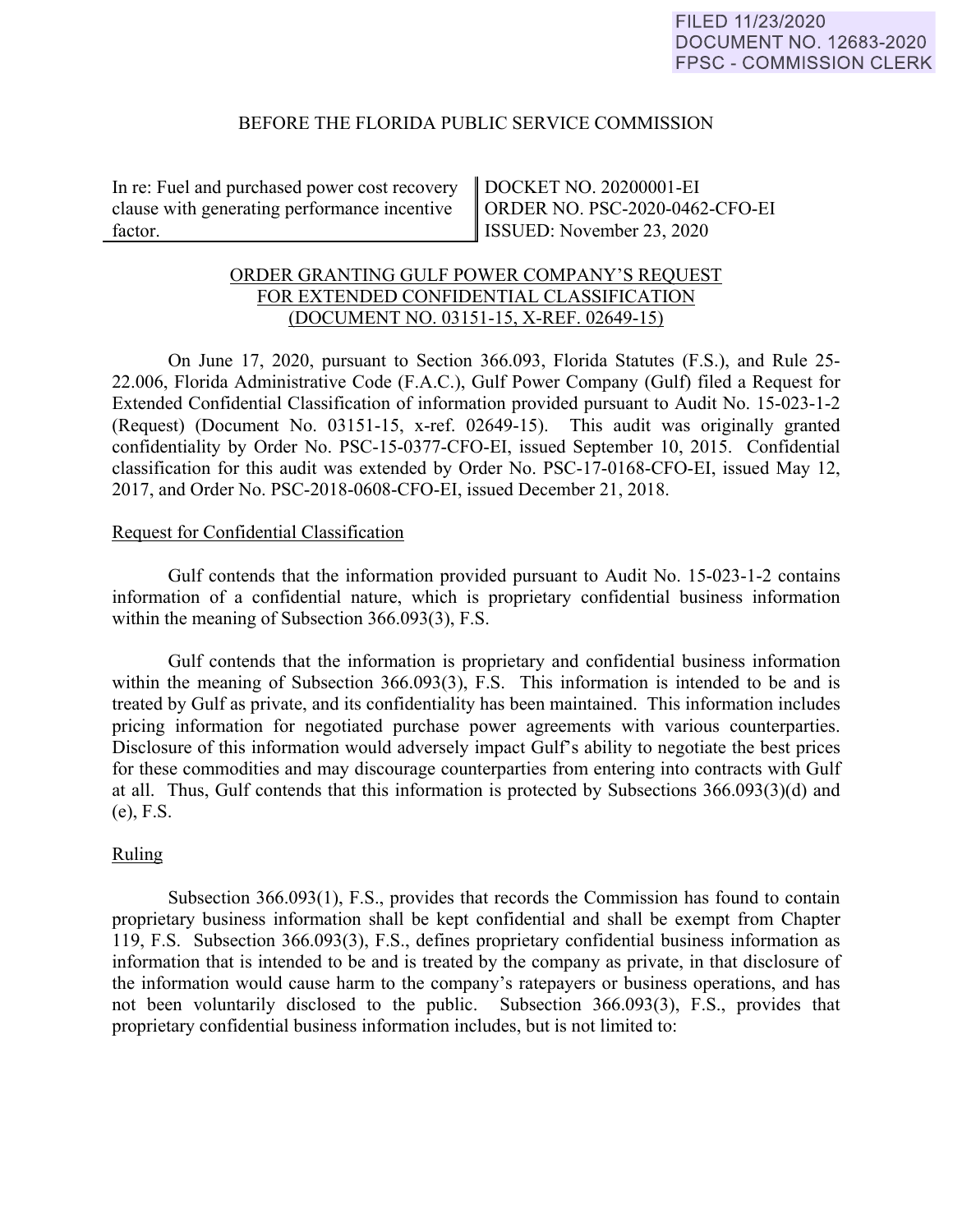FILED 11/23/2020
DOCUMENT NO. 12683-2020
FPSC - COMMISSION CLERK

BEFORE THE FLORIDA PUBLIC SERVICE COMMISSION

| In re: Fuel and purchased power cost recovery clause with generating performance incentive factor. | DOCKET NO. 20200001-EI<br>ORDER NO. PSC-2020-0462-CFO-EI<br>ISSUED: November 23, 2020 |
|---|---|

ORDER GRANTING GULF POWER COMPANY'S REQUEST FOR EXTENDED CONFIDENTIAL CLASSIFICATION (DOCUMENT NO. 03151-15, X-REF. 02649-15)

On June 17, 2020, pursuant to Section 366.093, Florida Statutes (F.S.), and Rule 25-22.006, Florida Administrative Code (F.A.C.), Gulf Power Company (Gulf) filed a Request for Extended Confidential Classification of information provided pursuant to Audit No. 15-023-1-2 (Request) (Document No. 03151-15, x-ref. 02649-15). This audit was originally granted confidentiality by Order No. PSC-15-0377-CFO-EI, issued September 10, 2015. Confidential classification for this audit was extended by Order No. PSC-17-0168-CFO-EI, issued May 12, 2017, and Order No. PSC-2018-0608-CFO-EI, issued December 21, 2018.

Request for Confidential Classification

Gulf contends that the information provided pursuant to Audit No. 15-023-1-2 contains information of a confidential nature, which is proprietary confidential business information within the meaning of Subsection 366.093(3), F.S.

Gulf contends that the information is proprietary and confidential business information within the meaning of Subsection 366.093(3), F.S. This information is intended to be and is treated by Gulf as private, and its confidentiality has been maintained. This information includes pricing information for negotiated purchase power agreements with various counterparties. Disclosure of this information would adversely impact Gulf's ability to negotiate the best prices for these commodities and may discourage counterparties from entering into contracts with Gulf at all. Thus, Gulf contends that this information is protected by Subsections 366.093(3)(d) and (e), F.S.

Ruling

Subsection 366.093(1), F.S., provides that records the Commission has found to contain proprietary business information shall be kept confidential and shall be exempt from Chapter 119, F.S. Subsection 366.093(3), F.S., defines proprietary confidential business information as information that is intended to be and is treated by the company as private, in that disclosure of the information would cause harm to the company's ratepayers or business operations, and has not been voluntarily disclosed to the public. Subsection 366.093(3), F.S., provides that proprietary confidential business information includes, but is not limited to: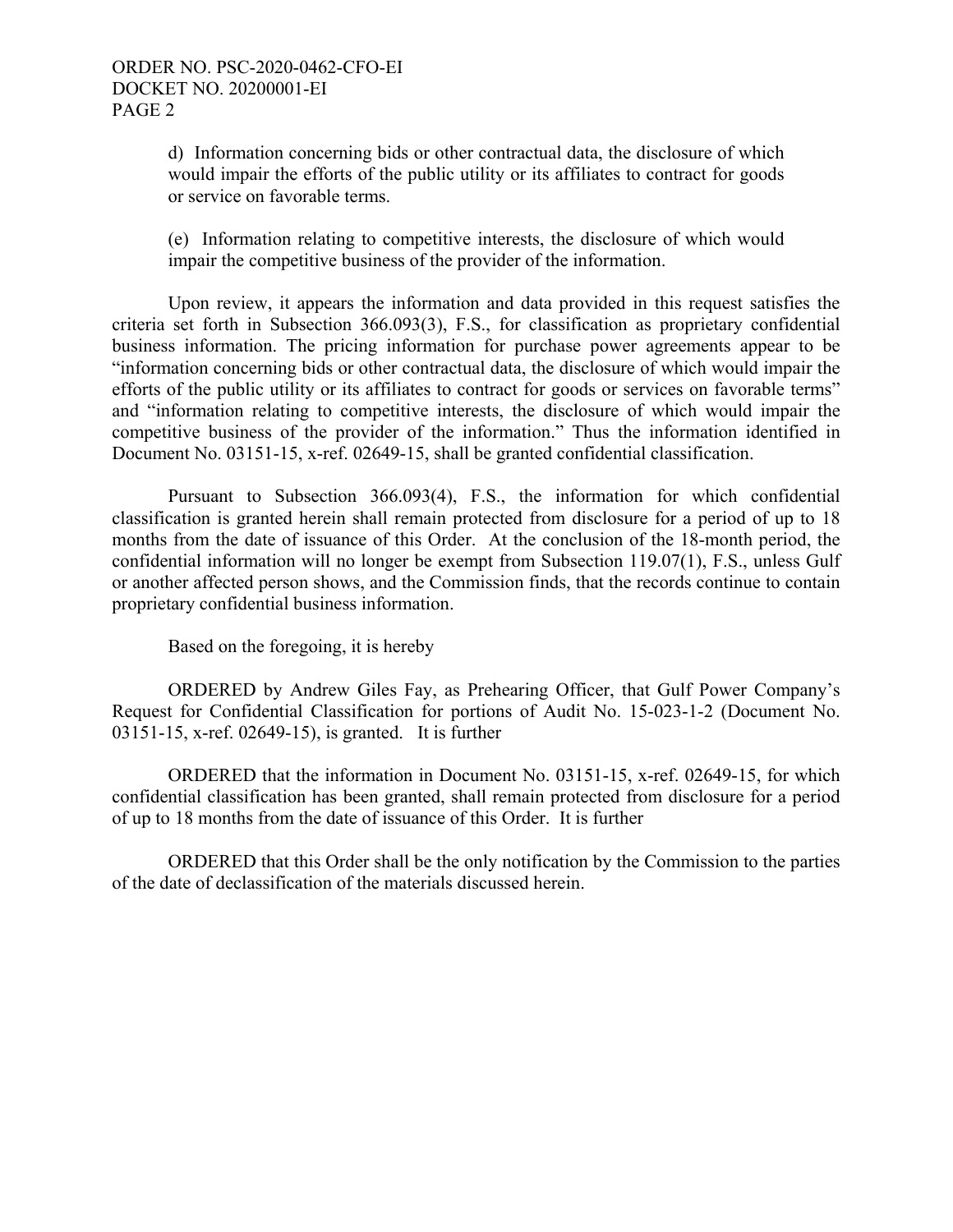d) Information concerning bids or other contractual data, the disclosure of which would impair the efforts of the public utility or its affiliates to contract for goods or service on favorable terms.

(e) Information relating to competitive interests, the disclosure of which would impair the competitive business of the provider of the information.

Upon review, it appears the information and data provided in this request satisfies the criteria set forth in Subsection 366.093(3), F.S., for classification as proprietary confidential business information. The pricing information for purchase power agreements appear to be "information concerning bids or other contractual data, the disclosure of which would impair the efforts of the public utility or its affiliates to contract for goods or services on favorable terms" and "information relating to competitive interests, the disclosure of which would impair the competitive business of the provider of the information." Thus the information identified in Document No. 03151-15, x-ref. 02649-15, shall be granted confidential classification.

Pursuant to Subsection 366.093(4), F.S., the information for which confidential classification is granted herein shall remain protected from disclosure for a period of up to 18 months from the date of issuance of this Order. At the conclusion of the 18-month period, the confidential information will no longer be exempt from Subsection 119.07(1), F.S., unless Gulf or another affected person shows, and the Commission finds, that the records continue to contain proprietary confidential business information.

Based on the foregoing, it is hereby

ORDERED by Andrew Giles Fay, as Prehearing Officer, that Gulf Power Company's Request for Confidential Classification for portions of Audit No. 15-023-1-2 (Document No. 03151-15, x-ref. 02649-15), is granted. It is further

ORDERED that the information in Document No. 03151-15, x-ref. 02649-15, for which confidential classification has been granted, shall remain protected from disclosure for a period of up to 18 months from the date of issuance of this Order. It is further

ORDERED that this Order shall be the only notification by the Commission to the parties of the date of declassification of the materials discussed herein.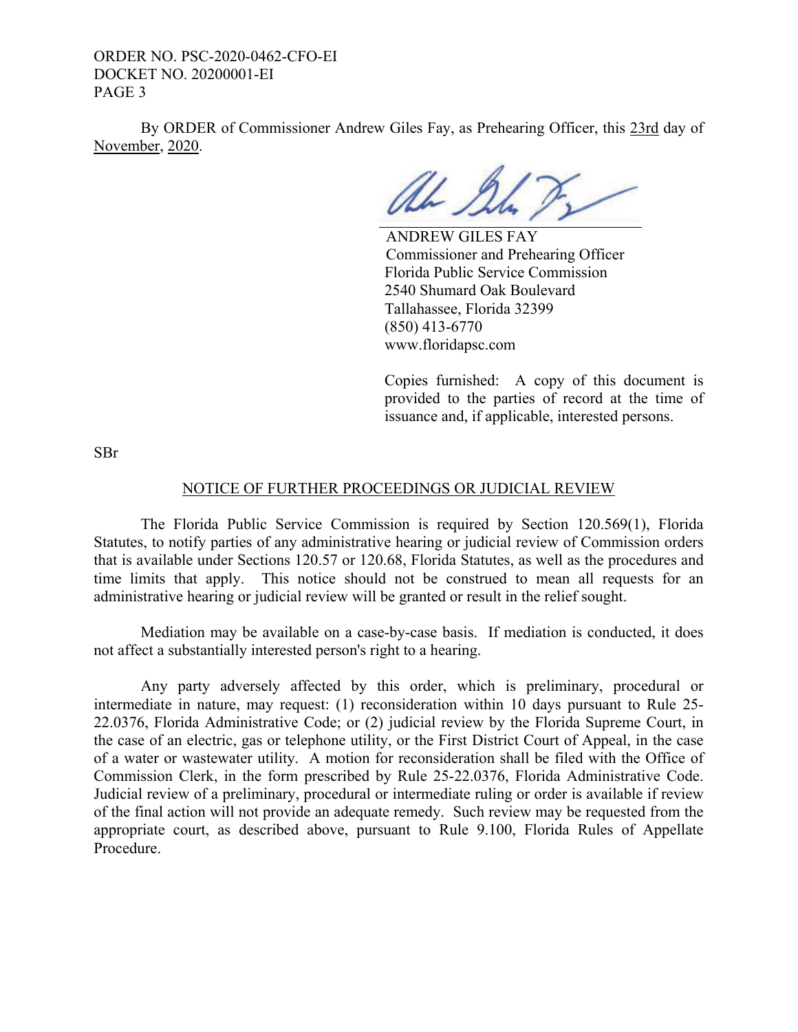By ORDER of Commissioner Andrew Giles Fay, as Prehearing Officer, this 23rd day of November, 2020.

ANDREW GILES FAY
Commissioner and Prehearing Officer
Florida Public Service Commission
2540 Shumard Oak Boulevard
Tallahassee, Florida 32399
(850) 413-6770
www.floridapsc.com

Copies furnished: A copy of this document is provided to the parties of record at the time of issuance and, if applicable, interested persons.

SBr

## NOTICE OF FURTHER PROCEEDINGS OR JUDICIAL REVIEW

The Florida Public Service Commission is required by Section 120.569(1), Florida Statutes, to notify parties of any administrative hearing or judicial review of Commission orders that is available under Sections 120.57 or 120.68, Florida Statutes, as well as the procedures and time limits that apply. This notice should not be construed to mean all requests for an administrative hearing or judicial review will be granted or result in the relief sought.

Mediation may be available on a case-by-case basis. If mediation is conducted, it does not affect a substantially interested person's right to a hearing.

Any party adversely affected by this order, which is preliminary, procedural or intermediate in nature, may request: (1) reconsideration within 10 days pursuant to Rule 25-22.0376, Florida Administrative Code; or (2) judicial review by the Florida Supreme Court, in the case of an electric, gas or telephone utility, or the First District Court of Appeal, in the case of a water or wastewater utility. A motion for reconsideration shall be filed with the Office of Commission Clerk, in the form prescribed by Rule 25-22.0376, Florida Administrative Code. Judicial review of a preliminary, procedural or intermediate ruling or order is available if review of the final action will not provide an adequate remedy. Such review may be requested from the appropriate court, as described above, pursuant to Rule 9.100, Florida Rules of Appellate Procedure.